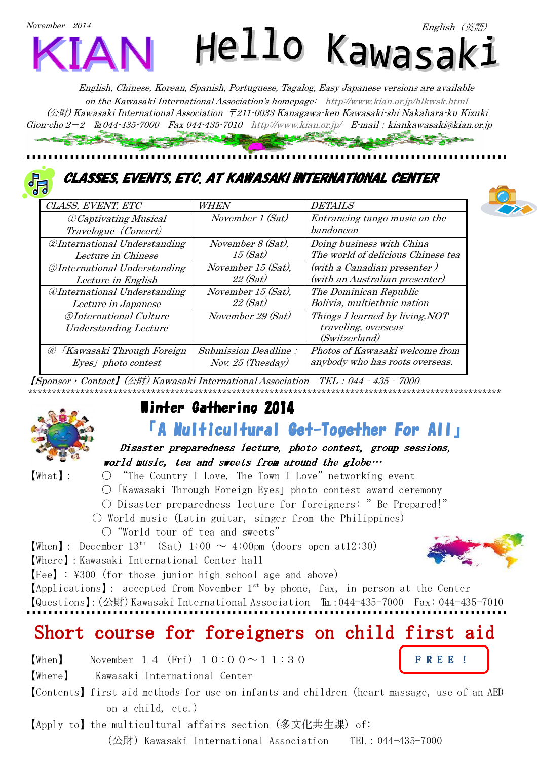November 2014

English（英語）

# KIAN Hello Kawasaki

English, Chinese, Korean, Spanish, Portuguese, Tagalog, Easy Japanese versions are available on the Kawasaki International Association's homepage: http://www.kian.or.jp/hlkwsk.html
(公財) Kawasaki International Association 〒211-0033 Kanagawa-ken Kawasaki-shi Nakahara-ku Kizuki Gion-cho 2－2 ℡ 044-435-7000 Fax 044-435-7010 http://www.kian.or.jp/ E-mail : kiankawasaki@kian.or.jp

## CLASSES, EVENTS, ETC. AT KAWASAKI INTERNATIONAL CENTER

| CLASS, EVENT, ETC | WHEN | DETAILS |
|---|---|---|
| ①Captivating Musical Travelogue（Concert) | November 1 (Sat) | Entrancing tango music on the bandoneon |
| ②International Understanding Lecture in Chinese | November 8 (Sat), 15 (Sat) | Doing business with China<br>The world of delicious Chinese tea |
| ③International Understanding Lecture in English | November 15 (Sat), 22 (Sat) | (with a Canadian presenter )<br>(with an Australian presenter) |
| ④International Understanding Lecture in Japanese | November 15 (Sat), 22 (Sat) | The Dominican Republic<br>Bolivia, multiethnic nation |
| ⑤International Culture Understanding Lecture | November 29 (Sat) | Things I learned by living,NOT traveling, overseas (Switzerland) |
| ⑥「Kawasaki Through Foreign Eyes」photo contest | Submission Deadline : Nov. 25 (Tuesday) | Photos of Kawasaki welcome from anybody who has roots overseas. |

【Sponsor・Contact】(公財) Kawasaki International Association TEL : 044 - 435 - 7000

## Winter Gathering 2014

### 「A Multicultural Get-Together For All」

*Disaster preparedness lecture, photo contest, group sessions, world music, tea and sweets from around the globe…*

【What】:
- ○ "The Country I Love, The Town I Love" networking event
- ○「Kawasaki Through Foreign Eyes」photo contest award ceremony
- ○ Disaster preparedness lecture for foreigners: " Be Prepared!"
- ○ World music (Latin guitar, singer from the Philippines)
- ○ "World tour of tea and sweets"

【When】: December 13th (Sat) 1:00 ～ 4:00pm (doors open at12:30)
【Where】: Kawasaki International Center hall
【Fee】: ¥300 (for those junior high school age and above)
【Applications】: accepted from November 1st by phone, fax, in person at the Center
【Questions】: (公財) Kawasaki International Association ℡:044-435-7000 Fax: 044-435-7010

## Short course for foreigners on child first aid

**FREE!**

【When】 November １４ (Fri) １０:００～１１:３０
【Where】 Kawasaki International Center
【Contents】 first aid methods for use on infants and children (heart massage, use of an AED on a child, etc.)
【Apply to】 the multicultural affairs section（多文化共生課）of:
（公財）Kawasaki International Association TEL：044-435-7000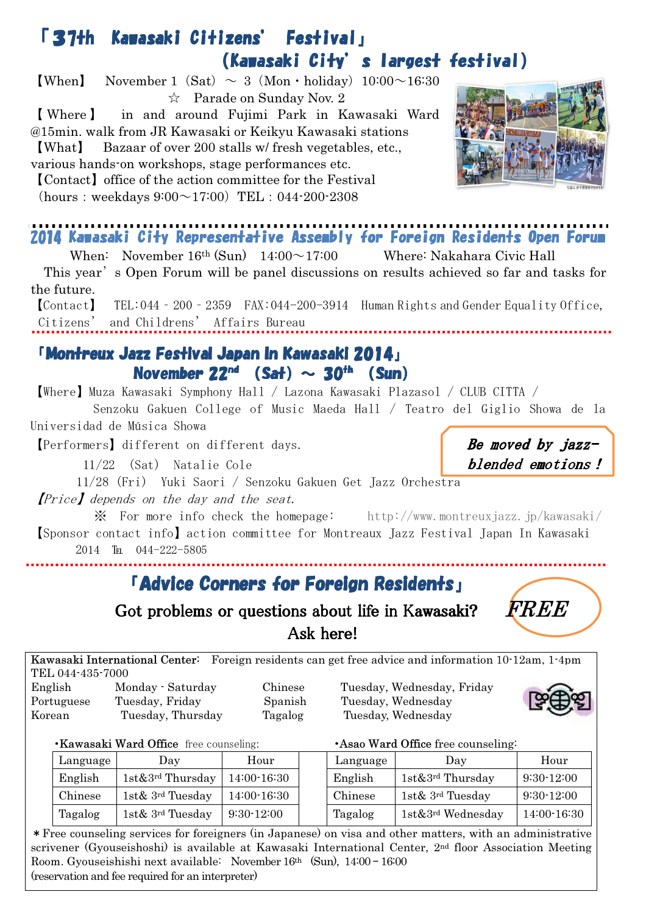# 「37th Kawasaki Citizens' Festival」 (Kawasaki City's largest festival)

【When】 November 1 (Sat) ～ 3 (Mon・holiday) 10:00～16:30
☆ Parade on Sunday Nov. 2

【Where】 in and around Fujimi Park in Kawasaki Ward
@15min. walk from JR Kawasaki or Keikyu Kawasaki stations

【What】 Bazaar of over 200 stalls w/ fresh vegetables, etc., various hands-on workshops, stage performances etc.

【Contact】 office of the action committee for the Festival
(hours : weekdays 9:00～17:00) TEL : 044-200-2308

## 2014 Kawasaki City Representative Assembly for Foreign Residents Open Forum

When: November 16th (Sun) 14:00～17:00　　Where: Nakahara Civic Hall

This year's Open Forum will be panel discussions on results achieved so far and tasks for the future.

【Contact】 TEL:044 - 200 - 2359 FAX:044-200-3914 Human Rights and Gender Equality Office, Citizens' and Childrens' Affairs Bureau

## 「Montreux Jazz Festival Japan In Kawasaki 2014」 November 22nd (Sat) ～ 30th (Sun)

【Where】 Muza Kawasaki Symphony Hall / Lazona Kawasaki Plazasol / CLUB CITTA / Senzoku Gakuen College of Music Maeda Hall / Teatro del Giglio Showa de la Universidad de Música Showa

【Performers】 different on different days.

11/22 (Sat) Natalie Cole

11/28 (Fri) Yuki Saori / Senzoku Gakuen Get Jazz Orchestra

***Be moved by jazz-blended emotions !***

*【Price】 depends on the day and the seat.*

※ For more info check the homepage: http://www.montreuxjazz.jp/kawasaki/

【Sponsor contact info】 action committee for Montreaux Jazz Festival Japan In Kawasaki 2014 TEL 044-222-5805

## 「Advice Corners for Foreign Residents」

**Got problems or questions about life in Kawasaki? Ask here!**

*FREE*

**Kawasaki International Center:** Foreign residents can get free advice and information 10-12am, 1-4pm
TEL 044-435-7000

| | | | |
|---|---|---|---|
| English | Monday - Saturday | Chinese | Tuesday, Wednesday, Friday |
| Portuguese | Tuesday, Friday | Spanish | Tuesday, Wednesday |
| Korean | Tuesday, Thursday | Tagalog | Tuesday, Wednesday |

・**Kawasaki Ward Office** free counseling:

| Language | Day | Hour |
|---|---|---|
| English | 1st&3rd Thursday | 14:00-16:30 |
| Chinese | 1st& 3rd Tuesday | 14:00-16:30 |
| Tagalog | 1st& 3rd Tuesday | 9:30-12:00 |

・**Asao Ward Office** free counseling:

| Language | Day | Hour |
|---|---|---|
| English | 1st&3rd Thursday | 9:30-12:00 |
| Chinese | 1st& 3rd Tuesday | 9:30-12:00 |
| Tagalog | 1st&3rd Wednesday | 14:00-16:30 |

＊Free counseling services for foreigners (in Japanese) on visa and other matters, with an administrative scrivener (Gyouseishoshi) is available at Kawasaki International Center, 2nd floor Association Meeting Room. Gyouseishishi next available: November 16th (Sun), 14:00 - 16:00
(reservation and fee required for an interpreter)